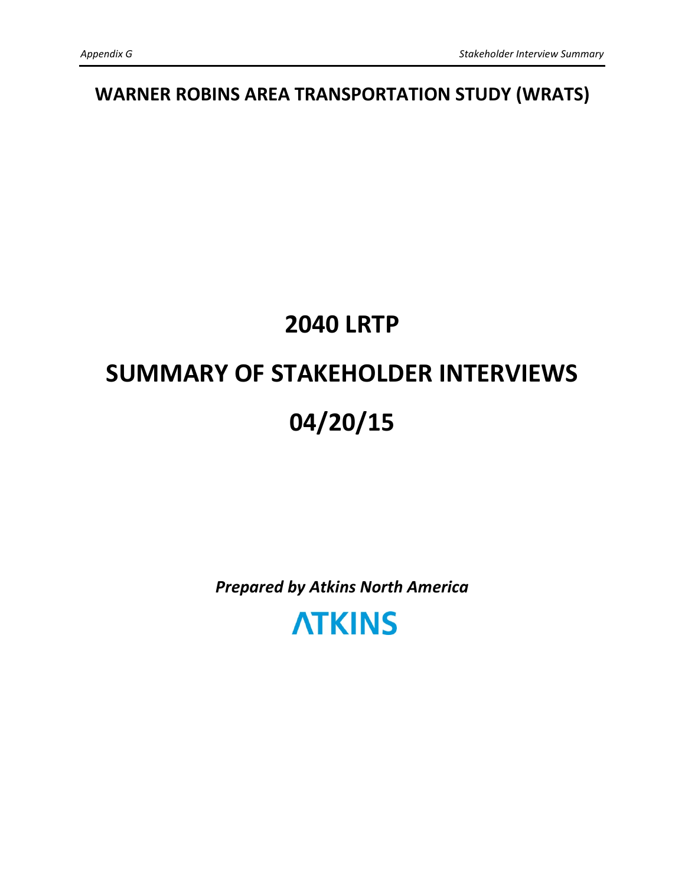# WARNER ROBINS AREA TRANSPORTATION STUDY (WRATS)

# 2040 LRTP

# SUMMARY OF STAKEHOLDER INTERVIEWS

# 04/20/15

***Prepared by Atkins North America***

**ATKINS**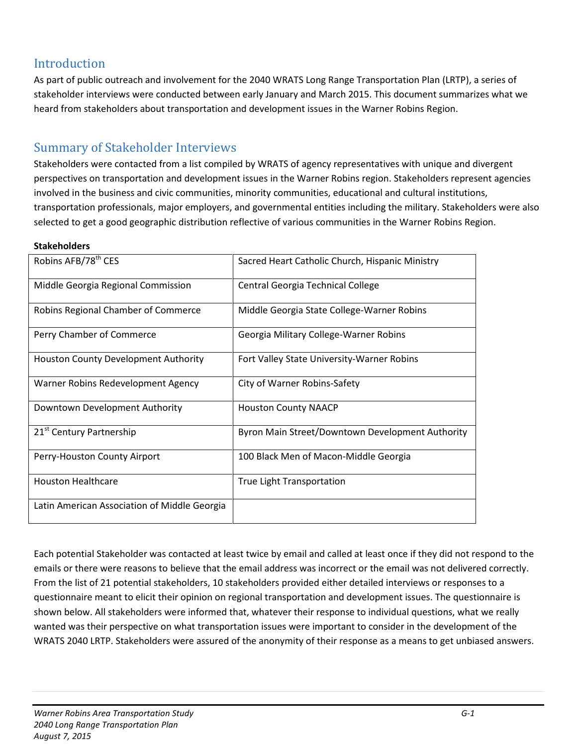## Introduction

As part of public outreach and involvement for the 2040 WRATS Long Range Transportation Plan (LRTP), a series of stakeholder interviews were conducted between early January and March 2015. This document summarizes what we heard from stakeholders about transportation and development issues in the Warner Robins Region.

## Summary of Stakeholder Interviews

Stakeholders were contacted from a list compiled by WRATS of agency representatives with unique and divergent perspectives on transportation and development issues in the Warner Robins region. Stakeholders represent agencies involved in the business and civic communities, minority communities, educational and cultural institutions, transportation professionals, major employers, and governmental entities including the military. Stakeholders were also selected to get a good geographic distribution reflective of various communities in the Warner Robins Region.

**Stakeholders**

| | |
|---|---|
| Robins AFB/78th CES | Sacred Heart Catholic Church, Hispanic Ministry |
| Middle Georgia Regional Commission | Central Georgia Technical College |
| Robins Regional Chamber of Commerce | Middle Georgia State College-Warner Robins |
| Perry Chamber of Commerce | Georgia Military College-Warner Robins |
| Houston County Development Authority | Fort Valley State University-Warner Robins |
| Warner Robins Redevelopment Agency | City of Warner Robins-Safety |
| Downtown Development Authority | Houston County NAACP |
| 21st Century Partnership | Byron Main Street/Downtown Development Authority |
| Perry-Houston County Airport | 100 Black Men of Macon-Middle Georgia |
| Houston Healthcare | True Light Transportation |
| Latin American Association of Middle Georgia | |

Each potential Stakeholder was contacted at least twice by email and called at least once if they did not respond to the emails or there were reasons to believe that the email address was incorrect or the email was not delivered correctly. From the list of 21 potential stakeholders, 10 stakeholders provided either detailed interviews or responses to a questionnaire meant to elicit their opinion on regional transportation and development issues. The questionnaire is shown below. All stakeholders were informed that, whatever their response to individual questions, what we really wanted was their perspective on what transportation issues were important to consider in the development of the WRATS 2040 LRTP. Stakeholders were assured of the anonymity of their response as a means to get unbiased answers.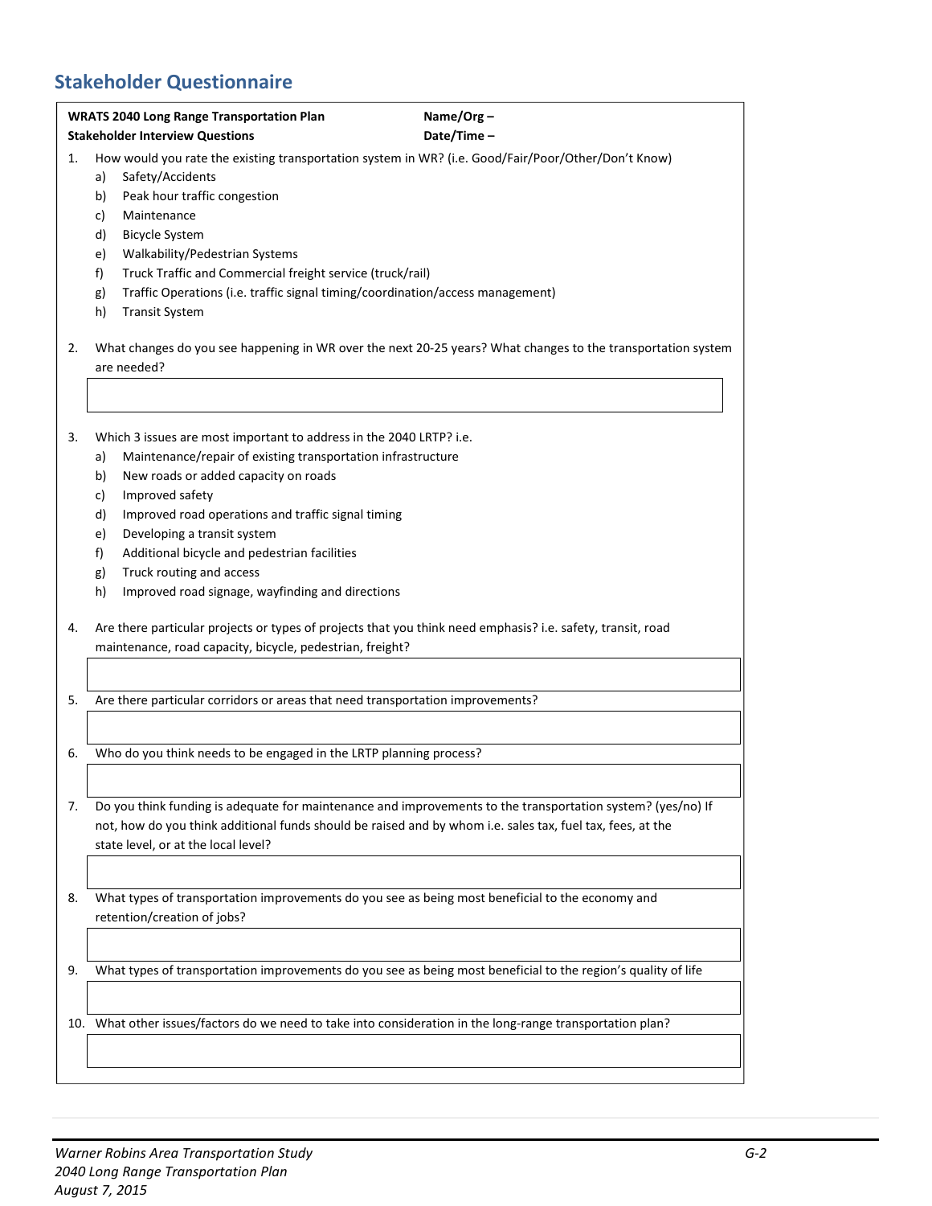## Stakeholder Questionnaire

**WRATS 2040 Long Range Transportation Plan** **Name/Org –**
**Stakeholder Interview Questions** **Date/Time –**

1. How would you rate the existing transportation system in WR? (i.e. Good/Fair/Poor/Other/Don't Know)
   a) Safety/Accidents
   b) Peak hour traffic congestion
   c) Maintenance
   d) Bicycle System
   e) Walkability/Pedestrian Systems
   f) Truck Traffic and Commercial freight service (truck/rail)
   g) Traffic Operations (i.e. traffic signal timing/coordination/access management)
   h) Transit System

2. What changes do you see happening in WR over the next 20-25 years? What changes to the transportation system are needed?

3. Which 3 issues are most important to address in the 2040 LRTP? i.e.
   a) Maintenance/repair of existing transportation infrastructure
   b) New roads or added capacity on roads
   c) Improved safety
   d) Improved road operations and traffic signal timing
   e) Developing a transit system
   f) Additional bicycle and pedestrian facilities
   g) Truck routing and access
   h) Improved road signage, wayfinding and directions

4. Are there particular projects or types of projects that you think need emphasis? i.e. safety, transit, road maintenance, road capacity, bicycle, pedestrian, freight?

5. Are there particular corridors or areas that need transportation improvements?

6. Who do you think needs to be engaged in the LRTP planning process?

7. Do you think funding is adequate for maintenance and improvements to the transportation system? (yes/no) If not, how do you think additional funds should be raised and by whom i.e. sales tax, fuel tax, fees, at the state level, or at the local level?

8. What types of transportation improvements do you see as being most beneficial to the economy and retention/creation of jobs?

9. What types of transportation improvements do you see as being most beneficial to the region's quality of life

10. What other issues/factors do we need to take into consideration in the long-range transportation plan?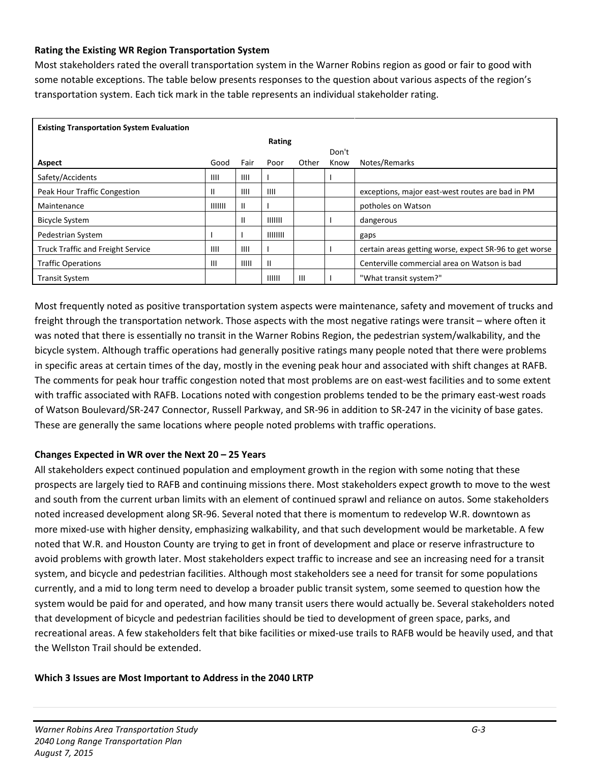**Rating the Existing WR Region Transportation System**

Most stakeholders rated the overall transportation system in the Warner Robins region as good or fair to good with some notable exceptions. The table below presents responses to the question about various aspects of the region's transportation system. Each tick mark in the table represents an individual stakeholder rating.

| Existing Transportation System Evaluation | | | | | | |
|---|---|---|---|---|---|---|
| | Rating | | | | | |
| Aspect | Good | Fair | Poor | Other | Don't Know | Notes/Remarks |
| Safety/Accidents | IIII | IIII | I | | I | |
| Peak Hour Traffic Congestion | II | IIII | IIII | | | exceptions, major east-west routes are bad in PM |
| Maintenance | IIIIIII | II | I | | | potholes on Watson |
| Bicycle System | | II | IIIIIII | | I | dangerous |
| Pedestrian System | I | I | IIIIIIII | | | gaps |
| Truck Traffic and Freight Service | IIII | IIII | I | | I | certain areas getting worse, expect SR-96 to get worse |
| Traffic Operations | III | IIIII | II | | | Centerville commercial area on Watson is bad |
| Transit System | | | IIIIII | III | I | "What transit system?" |

Most frequently noted as positive transportation system aspects were maintenance, safety and movement of trucks and freight through the transportation network. Those aspects with the most negative ratings were transit – where often it was noted that there is essentially no transit in the Warner Robins Region, the pedestrian system/walkability, and the bicycle system. Although traffic operations had generally positive ratings many people noted that there were problems in specific areas at certain times of the day, mostly in the evening peak hour and associated with shift changes at RAFB. The comments for peak hour traffic congestion noted that most problems are on east-west facilities and to some extent with traffic associated with RAFB. Locations noted with congestion problems tended to be the primary east-west roads of Watson Boulevard/SR-247 Connector, Russell Parkway, and SR-96 in addition to SR-247 in the vicinity of base gates. These are generally the same locations where people noted problems with traffic operations.

**Changes Expected in WR over the Next 20 – 25 Years**

All stakeholders expect continued population and employment growth in the region with some noting that these prospects are largely tied to RAFB and continuing missions there. Most stakeholders expect growth to move to the west and south from the current urban limits with an element of continued sprawl and reliance on autos. Some stakeholders noted increased development along SR-96. Several noted that there is momentum to redevelop W.R. downtown as more mixed-use with higher density, emphasizing walkability, and that such development would be marketable. A few noted that W.R. and Houston County are trying to get in front of development and place or reserve infrastructure to avoid problems with growth later. Most stakeholders expect traffic to increase and see an increasing need for a transit system, and bicycle and pedestrian facilities. Although most stakeholders see a need for transit for some populations currently, and a mid to long term need to develop a broader public transit system, some seemed to question how the system would be paid for and operated, and how many transit users there would actually be. Several stakeholders noted that development of bicycle and pedestrian facilities should be tied to development of green space, parks, and recreational areas. A few stakeholders felt that bike facilities or mixed-use trails to RAFB would be heavily used, and that the Wellston Trail should be extended.

**Which 3 Issues are Most Important to Address in the 2040 LRTP**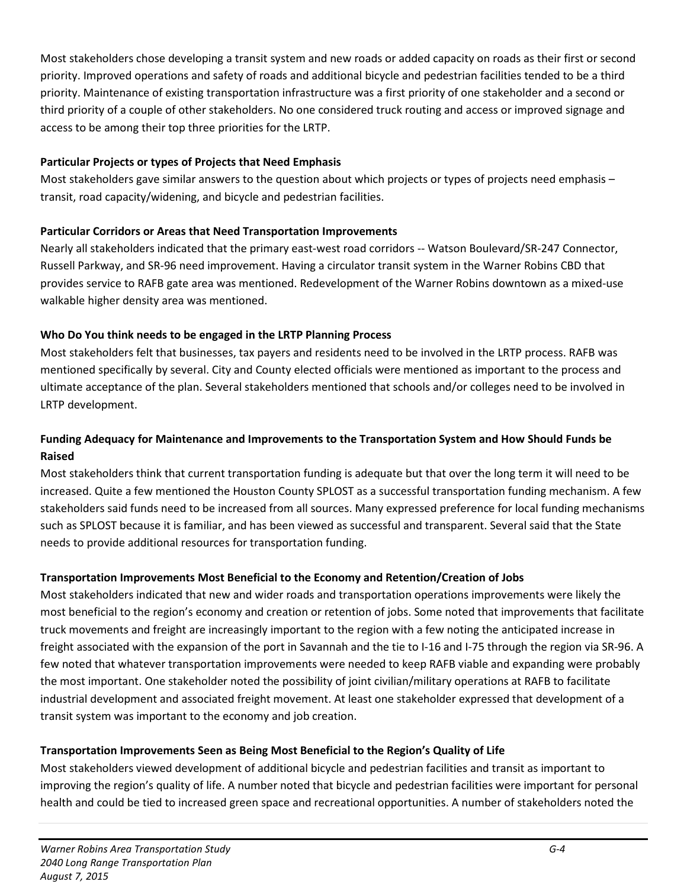Most stakeholders chose developing a transit system and new roads or added capacity on roads as their first or second priority. Improved operations and safety of roads and additional bicycle and pedestrian facilities tended to be a third priority. Maintenance of existing transportation infrastructure was a first priority of one stakeholder and a second or third priority of a couple of other stakeholders. No one considered truck routing and access or improved signage and access to be among their top three priorities for the LRTP.

**Particular Projects or types of Projects that Need Emphasis**

Most stakeholders gave similar answers to the question about which projects or types of projects need emphasis – transit, road capacity/widening, and bicycle and pedestrian facilities.

**Particular Corridors or Areas that Need Transportation Improvements**

Nearly all stakeholders indicated that the primary east-west road corridors -- Watson Boulevard/SR-247 Connector, Russell Parkway, and SR-96 need improvement. Having a circulator transit system in the Warner Robins CBD that provides service to RAFB gate area was mentioned. Redevelopment of the Warner Robins downtown as a mixed-use walkable higher density area was mentioned.

**Who Do You think needs to be engaged in the LRTP Planning Process**

Most stakeholders felt that businesses, tax payers and residents need to be involved in the LRTP process. RAFB was mentioned specifically by several. City and County elected officials were mentioned as important to the process and ultimate acceptance of the plan. Several stakeholders mentioned that schools and/or colleges need to be involved in LRTP development.

**Funding Adequacy for Maintenance and Improvements to the Transportation System and How Should Funds be Raised**

Most stakeholders think that current transportation funding is adequate but that over the long term it will need to be increased. Quite a few mentioned the Houston County SPLOST as a successful transportation funding mechanism. A few stakeholders said funds need to be increased from all sources. Many expressed preference for local funding mechanisms such as SPLOST because it is familiar, and has been viewed as successful and transparent. Several said that the State needs to provide additional resources for transportation funding.

**Transportation Improvements Most Beneficial to the Economy and Retention/Creation of Jobs**

Most stakeholders indicated that new and wider roads and transportation operations improvements were likely the most beneficial to the region's economy and creation or retention of jobs. Some noted that improvements that facilitate truck movements and freight are increasingly important to the region with a few noting the anticipated increase in freight associated with the expansion of the port in Savannah and the tie to I-16 and I-75 through the region via SR-96. A few noted that whatever transportation improvements were needed to keep RAFB viable and expanding were probably the most important. One stakeholder noted the possibility of joint civilian/military operations at RAFB to facilitate industrial development and associated freight movement. At least one stakeholder expressed that development of a transit system was important to the economy and job creation.

**Transportation Improvements Seen as Being Most Beneficial to the Region's Quality of Life**

Most stakeholders viewed development of additional bicycle and pedestrian facilities and transit as important to improving the region's quality of life. A number noted that bicycle and pedestrian facilities were important for personal health and could be tied to increased green space and recreational opportunities. A number of stakeholders noted the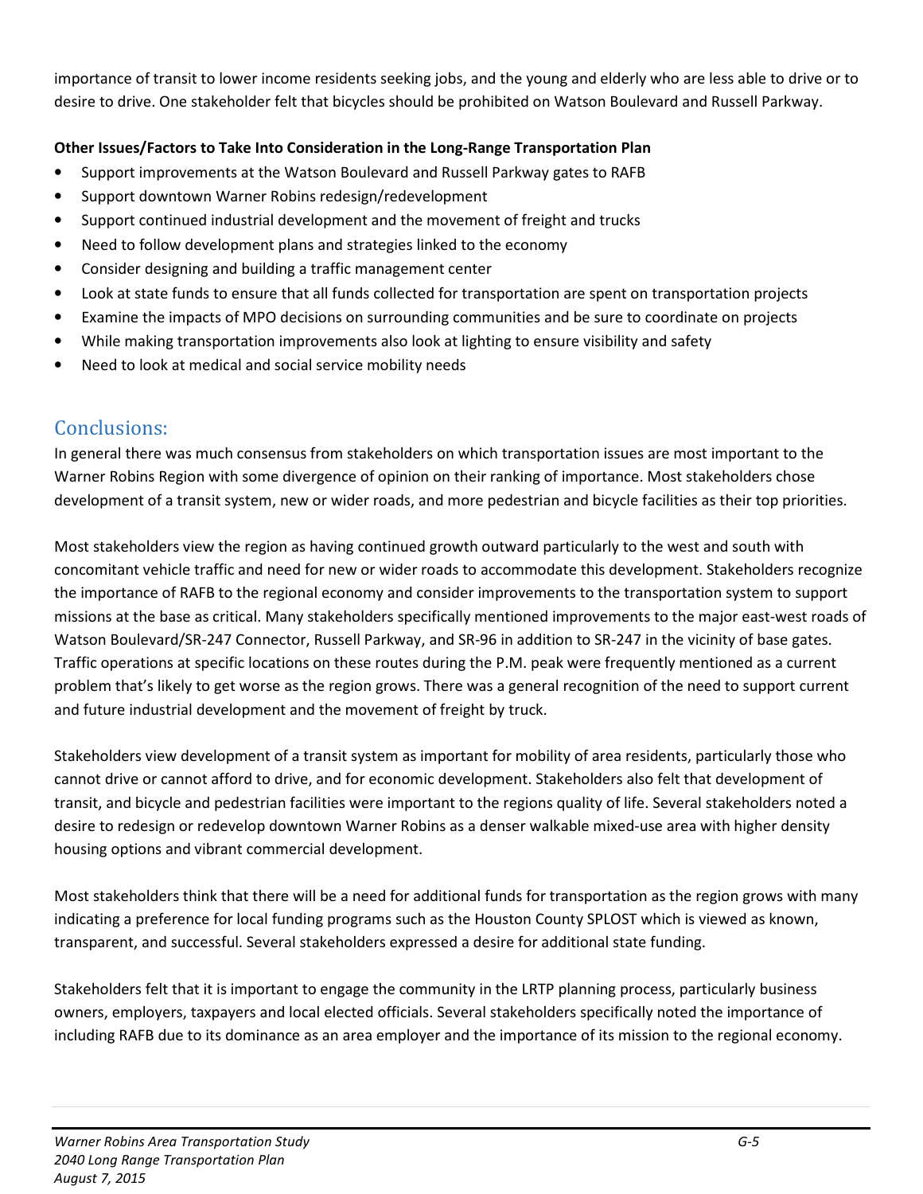importance of transit to lower income residents seeking jobs, and the young and elderly who are less able to drive or to desire to drive. One stakeholder felt that bicycles should be prohibited on Watson Boulevard and Russell Parkway.

**Other Issues/Factors to Take Into Consideration in the Long-Range Transportation Plan**

- Support improvements at the Watson Boulevard and Russell Parkway gates to RAFB
- Support downtown Warner Robins redesign/redevelopment
- Support continued industrial development and the movement of freight and trucks
- Need to follow development plans and strategies linked to the economy
- Consider designing and building a traffic management center
- Look at state funds to ensure that all funds collected for transportation are spent on transportation projects
- Examine the impacts of MPO decisions on surrounding communities and be sure to coordinate on projects
- While making transportation improvements also look at lighting to ensure visibility and safety
- Need to look at medical and social service mobility needs

## Conclusions:

In general there was much consensus from stakeholders on which transportation issues are most important to the Warner Robins Region with some divergence of opinion on their ranking of importance. Most stakeholders chose development of a transit system, new or wider roads, and more pedestrian and bicycle facilities as their top priorities.

Most stakeholders view the region as having continued growth outward particularly to the west and south with concomitant vehicle traffic and need for new or wider roads to accommodate this development. Stakeholders recognize the importance of RAFB to the regional economy and consider improvements to the transportation system to support missions at the base as critical. Many stakeholders specifically mentioned improvements to the major east-west roads of Watson Boulevard/SR-247 Connector, Russell Parkway, and SR-96 in addition to SR-247 in the vicinity of base gates. Traffic operations at specific locations on these routes during the P.M. peak were frequently mentioned as a current problem that's likely to get worse as the region grows. There was a general recognition of the need to support current and future industrial development and the movement of freight by truck.

Stakeholders view development of a transit system as important for mobility of area residents, particularly those who cannot drive or cannot afford to drive, and for economic development. Stakeholders also felt that development of transit, and bicycle and pedestrian facilities were important to the regions quality of life. Several stakeholders noted a desire to redesign or redevelop downtown Warner Robins as a denser walkable mixed-use area with higher density housing options and vibrant commercial development.

Most stakeholders think that there will be a need for additional funds for transportation as the region grows with many indicating a preference for local funding programs such as the Houston County SPLOST which is viewed as known, transparent, and successful. Several stakeholders expressed a desire for additional state funding.

Stakeholders felt that it is important to engage the community in the LRTP planning process, particularly business owners, employers, taxpayers and local elected officials. Several stakeholders specifically noted the importance of including RAFB due to its dominance as an area employer and the importance of its mission to the regional economy.